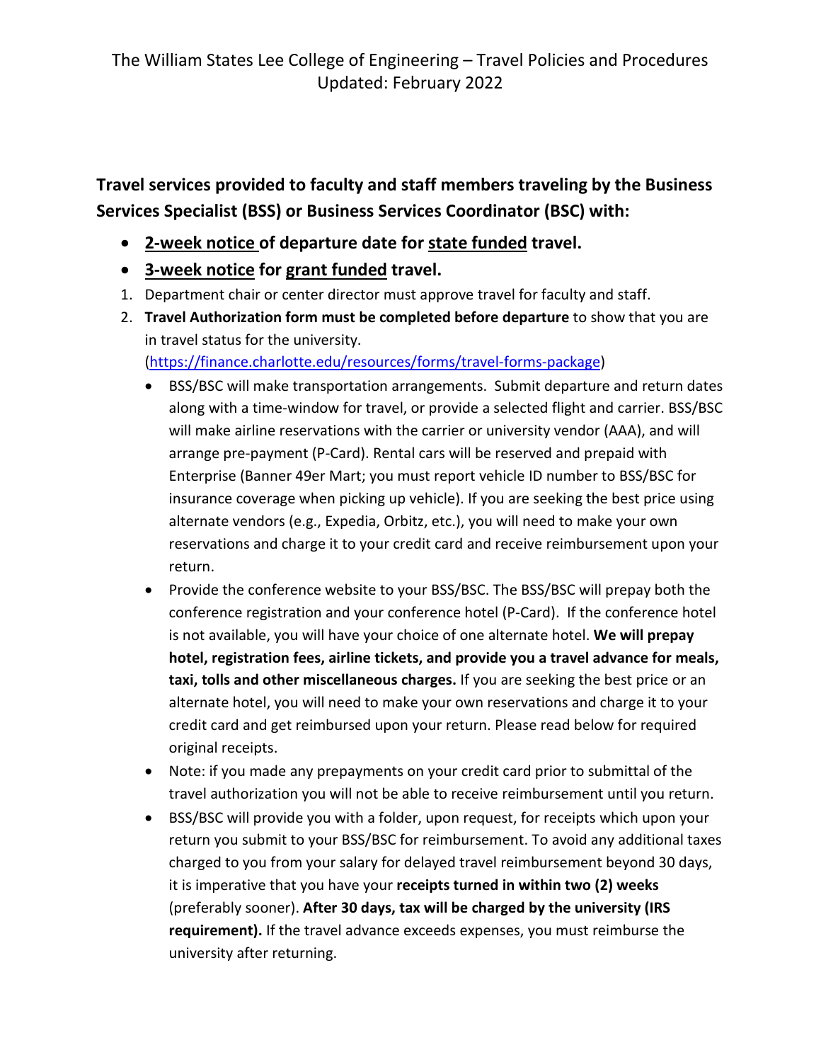The William States Lee College of Engineering – Travel Policies and Procedures
Updated: February 2022

**Travel services provided to faculty and staff members traveling by the Business Services Specialist (BSS) or Business Services Coordinator (BSC) with:**

- **2-week notice of departure date for state funded travel.**
- **3-week notice for grant funded travel.**

1. Department chair or center director must approve travel for faculty and staff.
2. **Travel Authorization form must be completed before departure** to show that you are in travel status for the university. (https://finance.charlotte.edu/resources/forms/travel-forms-package)
   - BSS/BSC will make transportation arrangements. Submit departure and return dates along with a time-window for travel, or provide a selected flight and carrier. BSS/BSC will make airline reservations with the carrier or university vendor (AAA), and will arrange pre-payment (P-Card). Rental cars will be reserved and prepaid with Enterprise (Banner 49er Mart; you must report vehicle ID number to BSS/BSC for insurance coverage when picking up vehicle). If you are seeking the best price using alternate vendors (e.g., Expedia, Orbitz, etc.), you will need to make your own reservations and charge it to your credit card and receive reimbursement upon your return.
   - Provide the conference website to your BSS/BSC. The BSS/BSC will prepay both the conference registration and your conference hotel (P-Card). If the conference hotel is not available, you will have your choice of one alternate hotel. **We will prepay hotel, registration fees, airline tickets, and provide you a travel advance for meals, taxi, tolls and other miscellaneous charges.** If you are seeking the best price or an alternate hotel, you will need to make your own reservations and charge it to your credit card and get reimbursed upon your return. Please read below for required original receipts.
   - Note: if you made any prepayments on your credit card prior to submittal of the travel authorization you will not be able to receive reimbursement until you return.
   - BSS/BSC will provide you with a folder, upon request, for receipts which upon your return you submit to your BSS/BSC for reimbursement. To avoid any additional taxes charged to you from your salary for delayed travel reimbursement beyond 30 days, it is imperative that you have your **receipts turned in within two (2) weeks** (preferably sooner). **After 30 days, tax will be charged by the university (IRS requirement).** If the travel advance exceeds expenses, you must reimburse the university after returning.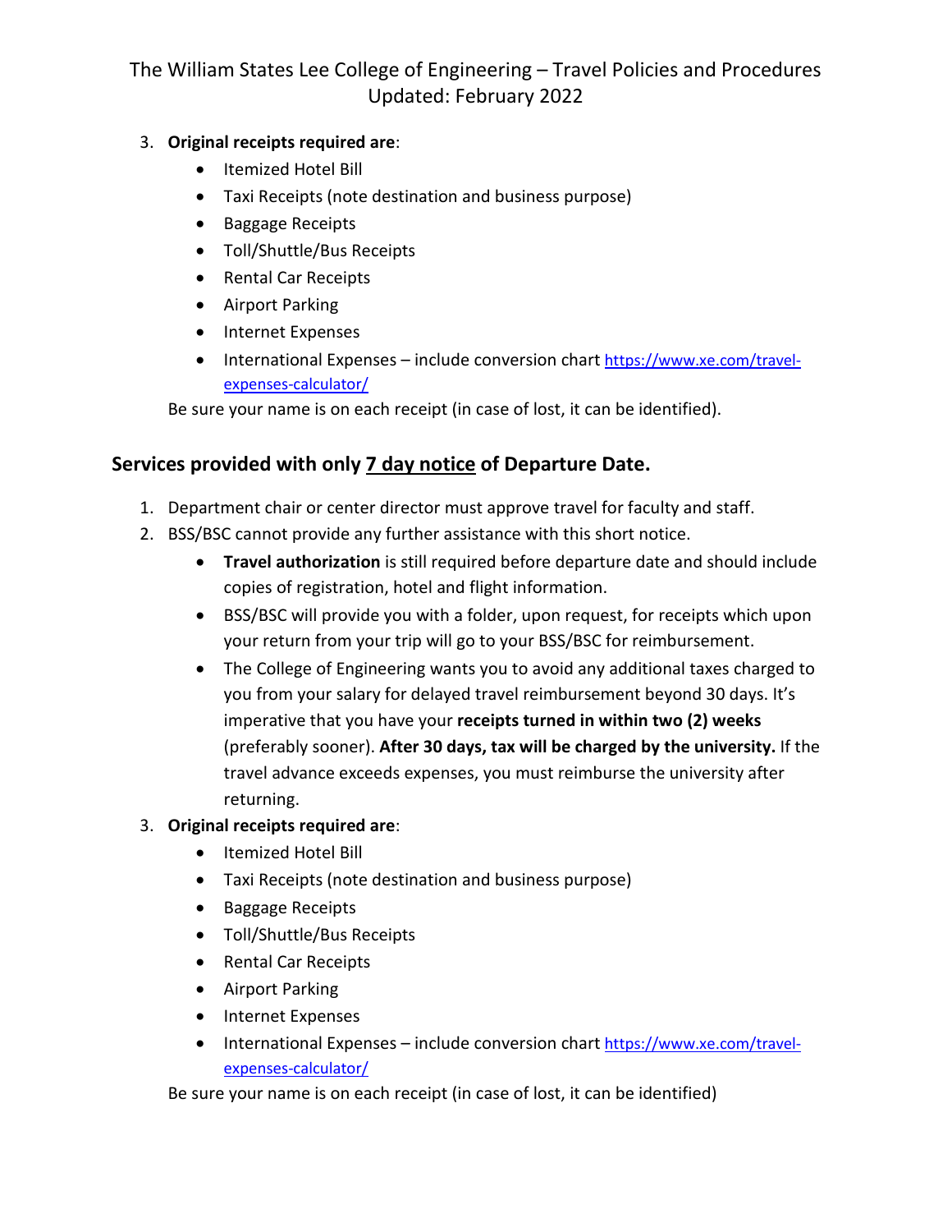3. **Original receipts required are**:
    - Itemized Hotel Bill
    - Taxi Receipts (note destination and business purpose)
    - Baggage Receipts
    - Toll/Shuttle/Bus Receipts
    - Rental Car Receipts
    - Airport Parking
    - Internet Expenses
    - International Expenses – include conversion chart [https://www.xe.com/travel-expenses-calculator/](https://www.xe.com/travel-expenses-calculator/)

    Be sure your name is on each receipt (in case of lost, it can be identified).

## Services provided with only <u>7 day notice</u> of Departure Date.

1. Department chair or center director must approve travel for faculty and staff.
2. BSS/BSC cannot provide any further assistance with this short notice.
    - **Travel authorization** is still required before departure date and should include copies of registration, hotel and flight information.
    - BSS/BSC will provide you with a folder, upon request, for receipts which upon your return from your trip will go to your BSS/BSC for reimbursement.
    - The College of Engineering wants you to avoid any additional taxes charged to you from your salary for delayed travel reimbursement beyond 30 days. It's imperative that you have your **receipts turned in within two (2) weeks** (preferably sooner). **After 30 days, tax will be charged by the university.** If the travel advance exceeds expenses, you must reimburse the university after returning.
3. **Original receipts required are**:
    - Itemized Hotel Bill
    - Taxi Receipts (note destination and business purpose)
    - Baggage Receipts
    - Toll/Shuttle/Bus Receipts
    - Rental Car Receipts
    - Airport Parking
    - Internet Expenses
    - International Expenses – include conversion chart [https://www.xe.com/travel-expenses-calculator/](https://www.xe.com/travel-expenses-calculator/)

    Be sure your name is on each receipt (in case of lost, it can be identified)